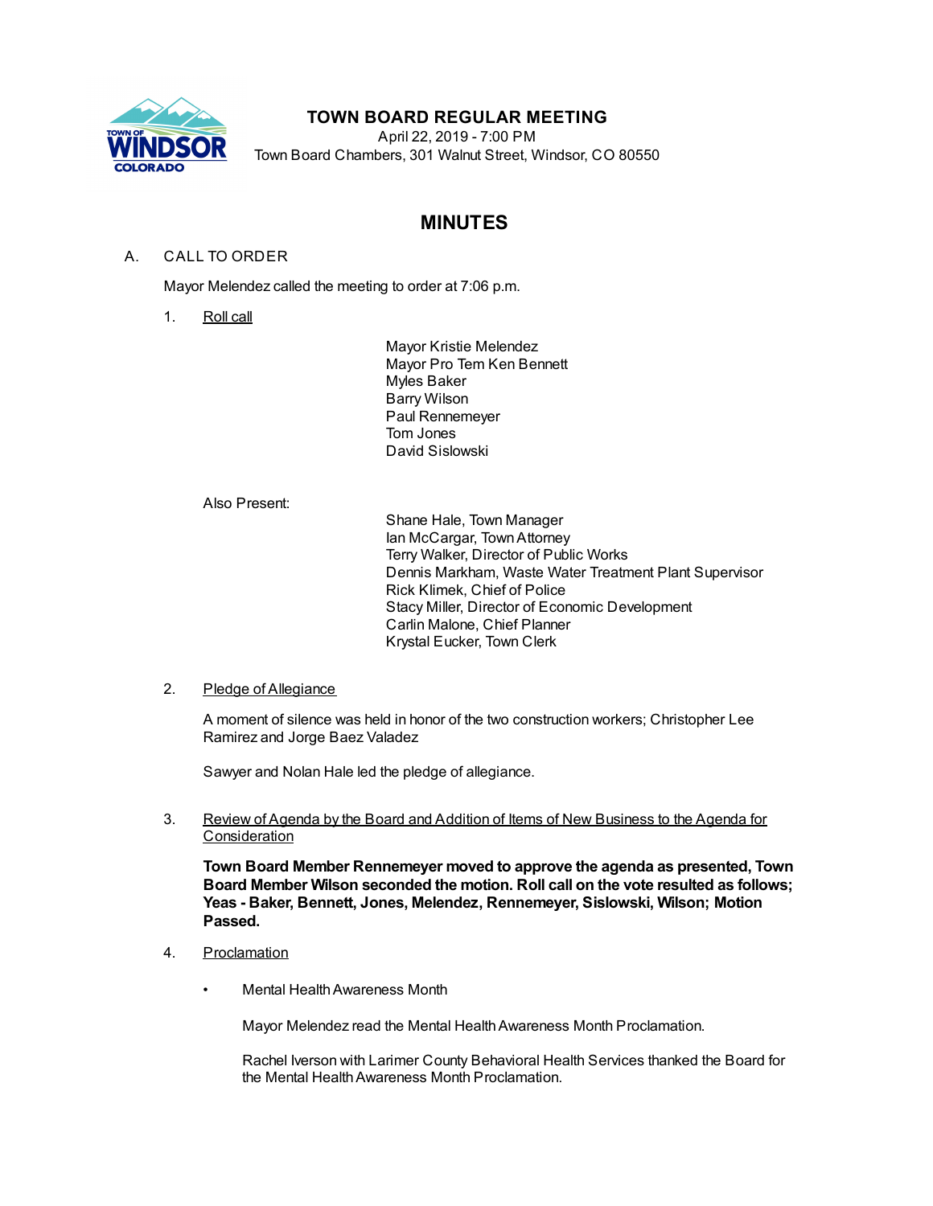# TOWN BOARD REGULAR MEETING

April 22, 2019 - 7:00 PM
Town Board Chambers, 301 Walnut Street, Windsor, CO 80550

## MINUTES

A. CALL TO ORDER

Mayor Melendez called the meeting to order at 7:06 p.m.

1. Roll call

Mayor Kristie Melendez
Mayor Pro Tem Ken Bennett
Myles Baker
Barry Wilson
Paul Rennemeyer
Tom Jones
David Sislowski

Also Present:

Shane Hale, Town Manager
Ian McCargar, Town Attorney
Terry Walker, Director of Public Works
Dennis Markham, Waste Water Treatment Plant Supervisor
Rick Klimek, Chief of Police
Stacy Miller, Director of Economic Development
Carlin Malone, Chief Planner
Krystal Eucker, Town Clerk

2. Pledge of Allegiance

A moment of silence was held in honor of the two construction workers; Christopher Lee Ramirez and Jorge Baez Valadez

Sawyer and Nolan Hale led the pledge of allegiance.

3. Review of Agenda by the Board and Addition of Items of New Business to the Agenda for Consideration

**Town Board Member Rennemeyer moved to approve the agenda as presented, Town Board Member Wilson seconded the motion. Roll call on the vote resulted as follows; Yeas - Baker, Bennett, Jones, Melendez, Rennemeyer, Sislowski, Wilson; Motion Passed.**

4. Proclamation

- Mental Health Awareness Month

  Mayor Melendez read the Mental Health Awareness Month Proclamation.

  Rachel Iverson with Larimer County Behavioral Health Services thanked the Board for the Mental Health Awareness Month Proclamation.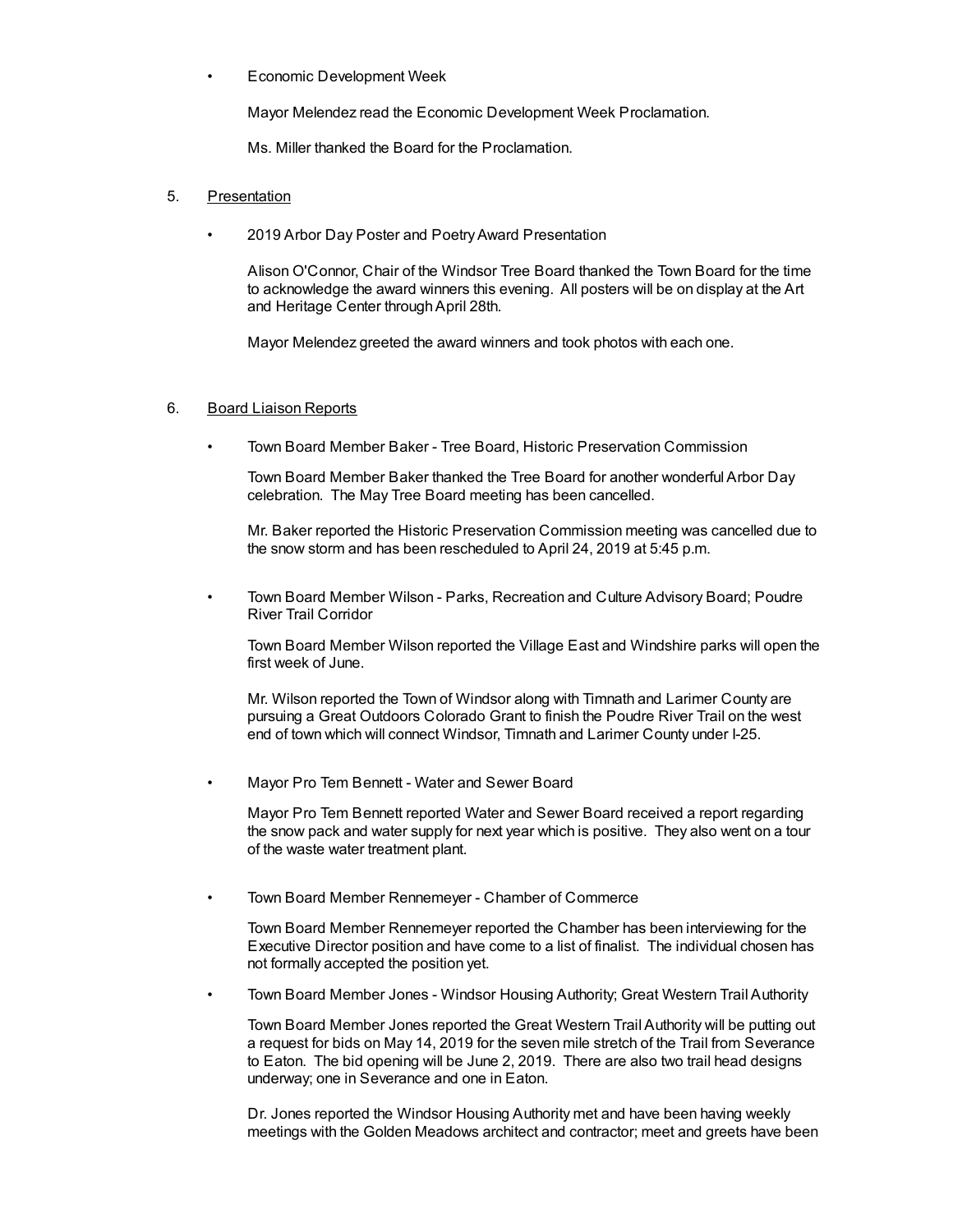- Economic Development Week

  Mayor Melendez read the Economic Development Week Proclamation.

  Ms. Miller thanked the Board for the Proclamation.

5. Presentation

- 2019 Arbor Day Poster and Poetry Award Presentation

  Alison O'Connor, Chair of the Windsor Tree Board thanked the Town Board for the time to acknowledge the award winners this evening. All posters will be on display at the Art and Heritage Center through April 28th.

  Mayor Melendez greeted the award winners and took photos with each one.

6. Board Liaison Reports

- Town Board Member Baker - Tree Board, Historic Preservation Commission

  Town Board Member Baker thanked the Tree Board for another wonderful Arbor Day celebration. The May Tree Board meeting has been cancelled.

  Mr. Baker reported the Historic Preservation Commission meeting was cancelled due to the snow storm and has been rescheduled to April 24, 2019 at 5:45 p.m.

- Town Board Member Wilson - Parks, Recreation and Culture Advisory Board; Poudre River Trail Corridor

  Town Board Member Wilson reported the Village East and Windshire parks will open the first week of June.

  Mr. Wilson reported the Town of Windsor along with Timnath and Larimer County are pursuing a Great Outdoors Colorado Grant to finish the Poudre River Trail on the west end of town which will connect Windsor, Timnath and Larimer County under I-25.

- Mayor Pro Tem Bennett - Water and Sewer Board

  Mayor Pro Tem Bennett reported Water and Sewer Board received a report regarding the snow pack and water supply for next year which is positive. They also went on a tour of the waste water treatment plant.

- Town Board Member Rennemeyer - Chamber of Commerce

  Town Board Member Rennemeyer reported the Chamber has been interviewing for the Executive Director position and have come to a list of finalist. The individual chosen has not formally accepted the position yet.

- Town Board Member Jones - Windsor Housing Authority; Great Western Trail Authority

  Town Board Member Jones reported the Great Western Trail Authority will be putting out a request for bids on May 14, 2019 for the seven mile stretch of the Trail from Severance to Eaton. The bid opening will be June 2, 2019. There are also two trail head designs underway; one in Severance and one in Eaton.

  Dr. Jones reported the Windsor Housing Authority met and have been having weekly meetings with the Golden Meadows architect and contractor; meet and greets have been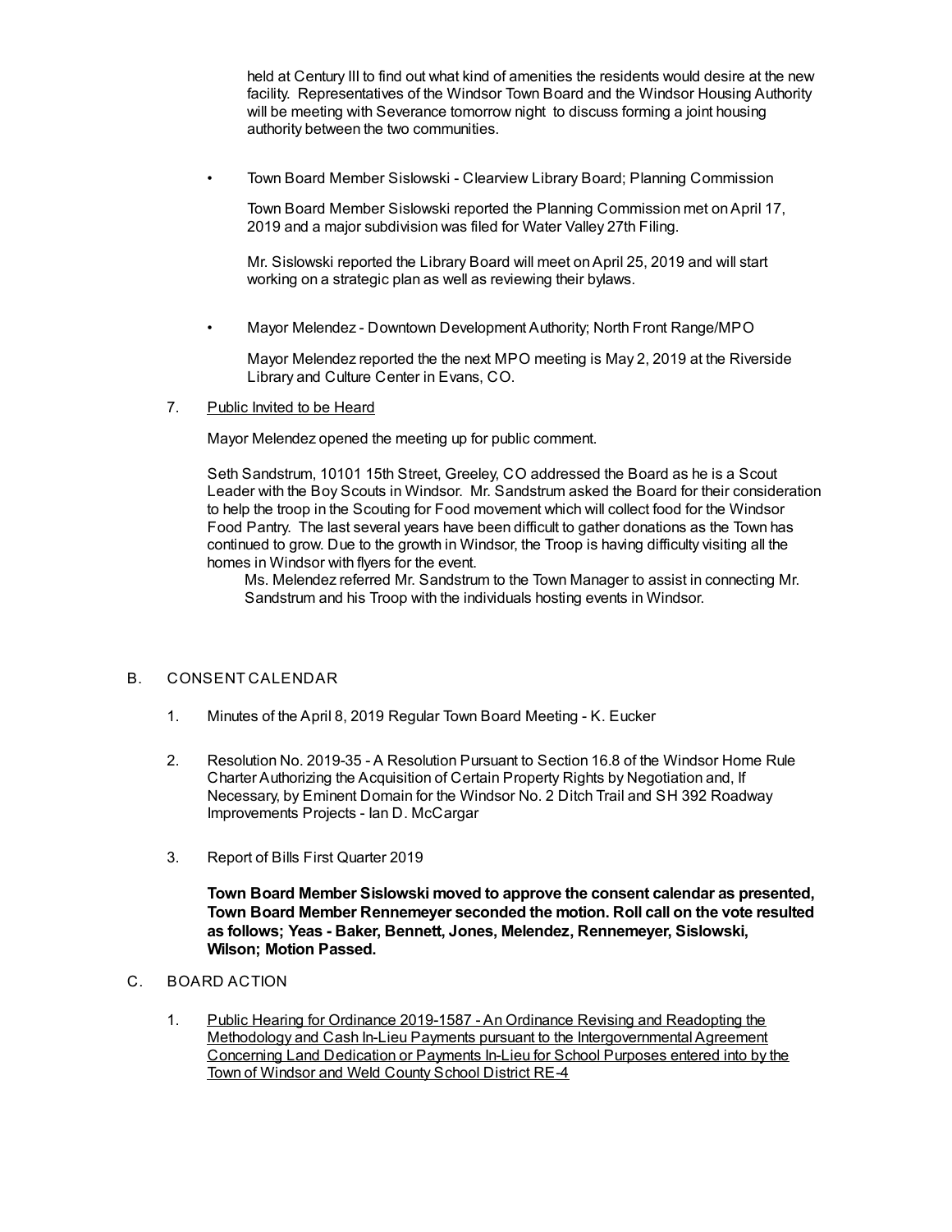held at Century III to find out what kind of amenities the residents would desire at the new facility. Representatives of the Windsor Town Board and the Windsor Housing Authority will be meeting with Severance tomorrow night to discuss forming a joint housing authority between the two communities.

- Town Board Member Sislowski - Clearview Library Board; Planning Commission

  Town Board Member Sislowski reported the Planning Commission met on April 17, 2019 and a major subdivision was filed for Water Valley 27th Filing.

  Mr. Sislowski reported the Library Board will meet on April 25, 2019 and will start working on a strategic plan as well as reviewing their bylaws.

- Mayor Melendez - Downtown Development Authority; North Front Range/MPO

  Mayor Melendez reported the the next MPO meeting is May 2, 2019 at the Riverside Library and Culture Center in Evans, CO.

7. Public Invited to be Heard

   Mayor Melendez opened the meeting up for public comment.

   Seth Sandstrum, 10101 15th Street, Greeley, CO addressed the Board as he is a Scout Leader with the Boy Scouts in Windsor. Mr. Sandstrum asked the Board for their consideration to help the troop in the Scouting for Food movement which will collect food for the Windsor Food Pantry. The last several years have been difficult to gather donations as the Town has continued to grow. Due to the growth in Windsor, the Troop is having difficulty visiting all the homes in Windsor with flyers for the event.

   Ms. Melendez referred Mr. Sandstrum to the Town Manager to assist in connecting Mr. Sandstrum and his Troop with the individuals hosting events in Windsor.

## B. CONSENT CALENDAR

1. Minutes of the April 8, 2019 Regular Town Board Meeting - K. Eucker

2. Resolution No. 2019-35 - A Resolution Pursuant to Section 16.8 of the Windsor Home Rule Charter Authorizing the Acquisition of Certain Property Rights by Negotiation and, If Necessary, by Eminent Domain for the Windsor No. 2 Ditch Trail and SH 392 Roadway Improvements Projects - Ian D. McCargar

3. Report of Bills First Quarter 2019

   **Town Board Member Sislowski moved to approve the consent calendar as presented, Town Board Member Rennemeyer seconded the motion. Roll call on the vote resulted as follows; Yeas - Baker, Bennett, Jones, Melendez, Rennemeyer, Sislowski, Wilson; Motion Passed.**

## C. BOARD ACTION

1. Public Hearing for Ordinance 2019-1587 - An Ordinance Revising and Readopting the Methodology and Cash In-Lieu Payments pursuant to the Intergovernmental Agreement Concerning Land Dedication or Payments In-Lieu for School Purposes entered into by the Town of Windsor and Weld County School District RE-4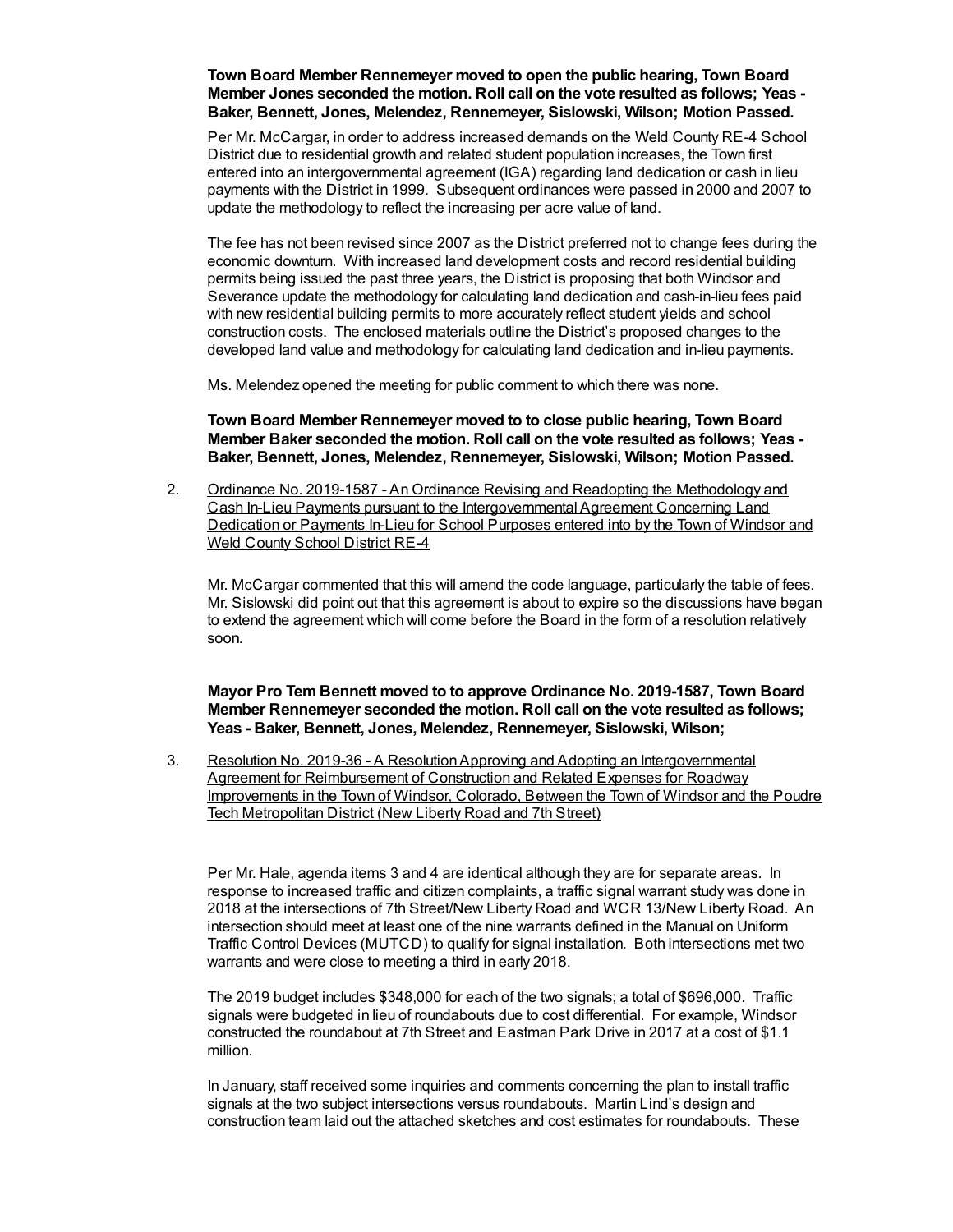**Town Board Member Rennemeyer moved to open the public hearing, Town Board Member Jones seconded the motion. Roll call on the vote resulted as follows; Yeas - Baker, Bennett, Jones, Melendez, Rennemeyer, Sislowski, Wilson; Motion Passed.**

Per Mr. McCargar, in order to address increased demands on the Weld County RE-4 School District due to residential growth and related student population increases, the Town first entered into an intergovernmental agreement (IGA) regarding land dedication or cash in lieu payments with the District in 1999. Subsequent ordinances were passed in 2000 and 2007 to update the methodology to reflect the increasing per acre value of land.

The fee has not been revised since 2007 as the District preferred not to change fees during the economic downturn. With increased land development costs and record residential building permits being issued the past three years, the District is proposing that both Windsor and Severance update the methodology for calculating land dedication and cash-in-lieu fees paid with new residential building permits to more accurately reflect student yields and school construction costs. The enclosed materials outline the District's proposed changes to the developed land value and methodology for calculating land dedication and in-lieu payments.

Ms. Melendez opened the meeting for public comment to which there was none.

**Town Board Member Rennemeyer moved to to close public hearing, Town Board Member Baker seconded the motion. Roll call on the vote resulted as follows; Yeas - Baker, Bennett, Jones, Melendez, Rennemeyer, Sislowski, Wilson; Motion Passed.**

2. Ordinance No. 2019-1587 - An Ordinance Revising and Readopting the Methodology and Cash In-Lieu Payments pursuant to the Intergovernmental Agreement Concerning Land Dedication or Payments In-Lieu for School Purposes entered into by the Town of Windsor and Weld County School District RE-4

   Mr. McCargar commented that this will amend the code language, particularly the table of fees. Mr. Sislowski did point out that this agreement is about to expire so the discussions have began to extend the agreement which will come before the Board in the form of a resolution relatively soon.

   **Mayor Pro Tem Bennett moved to to approve Ordinance No. 2019-1587, Town Board Member Rennemeyer seconded the motion. Roll call on the vote resulted as follows; Yeas - Baker, Bennett, Jones, Melendez, Rennemeyer, Sislowski, Wilson;**

3. Resolution No. 2019-36 - A Resolution Approving and Adopting an Intergovernmental Agreement for Reimbursement of Construction and Related Expenses for Roadway Improvements in the Town of Windsor, Colorado, Between the Town of Windsor and the Poudre Tech Metropolitan District (New Liberty Road and 7th Street)

   Per Mr. Hale, agenda items 3 and 4 are identical although they are for separate areas. In response to increased traffic and citizen complaints, a traffic signal warrant study was done in 2018 at the intersections of 7th Street/New Liberty Road and WCR 13/New Liberty Road. An intersection should meet at least one of the nine warrants defined in the Manual on Uniform Traffic Control Devices (MUTCD) to qualify for signal installation. Both intersections met two warrants and were close to meeting a third in early 2018.

   The 2019 budget includes $348,000 for each of the two signals; a total of $696,000. Traffic signals were budgeted in lieu of roundabouts due to cost differential. For example, Windsor constructed the roundabout at 7th Street and Eastman Park Drive in 2017 at a cost of $1.1 million.

   In January, staff received some inquiries and comments concerning the plan to install traffic signals at the two subject intersections versus roundabouts. Martin Lind's design and construction team laid out the attached sketches and cost estimates for roundabouts. These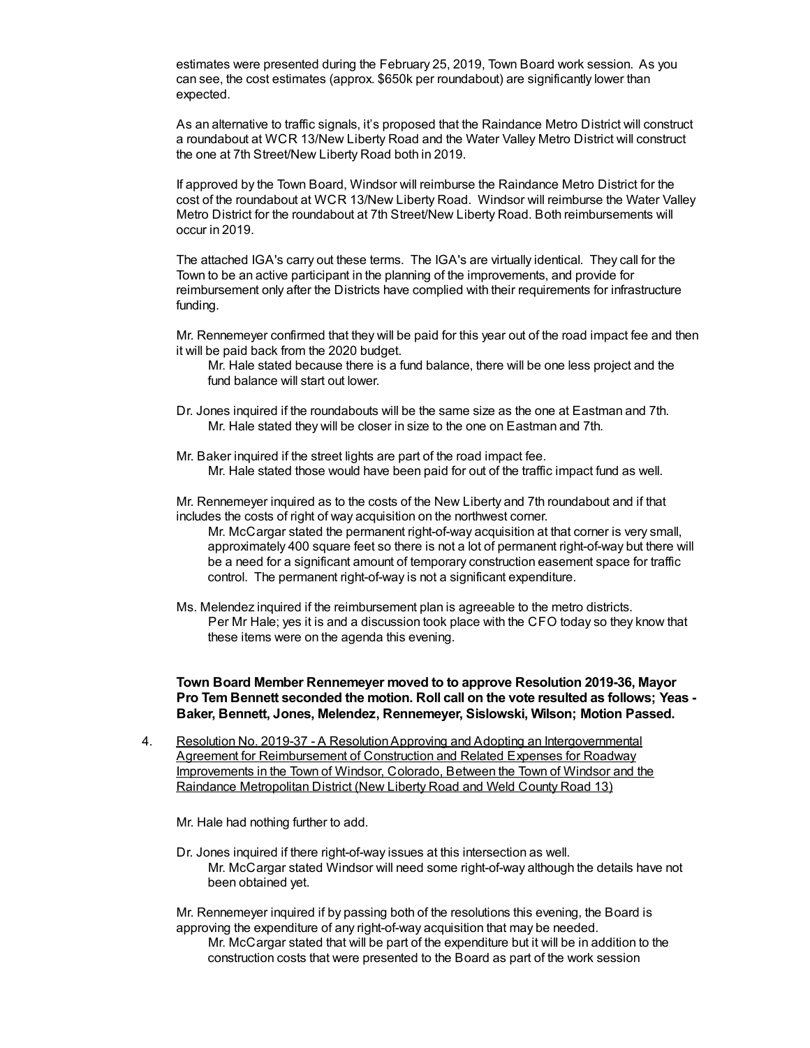estimates were presented during the February 25, 2019, Town Board work session. As you can see, the cost estimates (approx. $650k per roundabout) are significantly lower than expected.

As an alternative to traffic signals, it's proposed that the Raindance Metro District will construct a roundabout at WCR 13/New Liberty Road and the Water Valley Metro District will construct the one at 7th Street/New Liberty Road both in 2019.

If approved by the Town Board, Windsor will reimburse the Raindance Metro District for the cost of the roundabout at WCR 13/New Liberty Road. Windsor will reimburse the Water Valley Metro District for the roundabout at 7th Street/New Liberty Road. Both reimbursements will occur in 2019.

The attached IGA's carry out these terms. The IGA's are virtually identical. They call for the Town to be an active participant in the planning of the improvements, and provide for reimbursement only after the Districts have complied with their requirements for infrastructure funding.

Mr. Rennemeyer confirmed that they will be paid for this year out of the road impact fee and then it will be paid back from the 2020 budget.

> Mr. Hale stated because there is a fund balance, there will be one less project and the fund balance will start out lower.

Dr. Jones inquired if the roundabouts will be the same size as the one at Eastman and 7th.

> Mr. Hale stated they will be closer in size to the one on Eastman and 7th.

Mr. Baker inquired if the street lights are part of the road impact fee.

> Mr. Hale stated those would have been paid for out of the traffic impact fund as well.

Mr. Rennemeyer inquired as to the costs of the New Liberty and 7th roundabout and if that includes the costs of right of way acquisition on the northwest corner.

> Mr. McCargar stated the permanent right-of-way acquisition at that corner is very small, approximately 400 square feet so there is not a lot of permanent right-of-way but there will be a need for a significant amount of temporary construction easement space for traffic control. The permanent right-of-way is not a significant expenditure.

Ms. Melendez inquired if the reimbursement plan is agreeable to the metro districts.

> Per Mr Hale; yes it is and a discussion took place with the CFO today so they know that these items were on the agenda this evening.

**Town Board Member Rennemeyer moved to to approve Resolution 2019-36, Mayor Pro Tem Bennett seconded the motion. Roll call on the vote resulted as follows; Yeas - Baker, Bennett, Jones, Melendez, Rennemeyer, Sislowski, Wilson; Motion Passed.**

4. Resolution No. 2019-37 - A Resolution Approving and Adopting an Intergovernmental Agreement for Reimbursement of Construction and Related Expenses for Roadway Improvements in the Town of Windsor, Colorado, Between the Town of Windsor and the Raindance Metropolitan District (New Liberty Road and Weld County Road 13)

   Mr. Hale had nothing further to add.

   Dr. Jones inquired if there right-of-way issues at this intersection as well.

   > Mr. McCargar stated Windsor will need some right-of-way although the details have not been obtained yet.

   Mr. Rennemeyer inquired if by passing both of the resolutions this evening, the Board is approving the expenditure of any right-of-way acquisition that may be needed.

   > Mr. McCargar stated that will be part of the expenditure but it will be in addition to the construction costs that were presented to the Board as part of the work session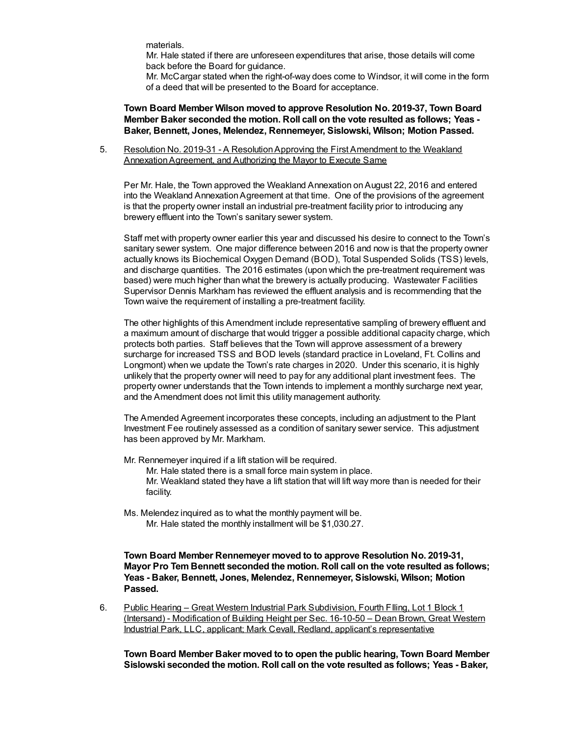materials.

Mr. Hale stated if there are unforeseen expenditures that arise, those details will come back before the Board for guidance.

Mr. McCargar stated when the right-of-way does come to Windsor, it will come in the form of a deed that will be presented to the Board for acceptance.

**Town Board Member Wilson moved to approve Resolution No. 2019-37, Town Board Member Baker seconded the motion. Roll call on the vote resulted as follows; Yeas - Baker, Bennett, Jones, Melendez, Rennemeyer, Sislowski, Wilson; Motion Passed.**

5. Resolution No. 2019-31 - A Resolution Approving the First Amendment to the Weakland Annexation Agreement, and Authorizing the Mayor to Execute Same

Per Mr. Hale, the Town approved the Weakland Annexation on August 22, 2016 and entered into the Weakland Annexation Agreement at that time. One of the provisions of the agreement is that the property owner install an industrial pre-treatment facility prior to introducing any brewery effluent into the Town's sanitary sewer system.

Staff met with property owner earlier this year and discussed his desire to connect to the Town's sanitary sewer system. One major difference between 2016 and now is that the property owner actually knows its Biochemical Oxygen Demand (BOD), Total Suspended Solids (TSS) levels, and discharge quantities. The 2016 estimates (upon which the pre-treatment requirement was based) were much higher than what the brewery is actually producing. Wastewater Facilities Supervisor Dennis Markham has reviewed the effluent analysis and is recommending that the Town waive the requirement of installing a pre-treatment facility.

The other highlights of this Amendment include representative sampling of brewery effluent and a maximum amount of discharge that would trigger a possible additional capacity charge, which protects both parties. Staff believes that the Town will approve assessment of a brewery surcharge for increased TSS and BOD levels (standard practice in Loveland, Ft. Collins and Longmont) when we update the Town's rate charges in 2020. Under this scenario, it is highly unlikely that the property owner will need to pay for any additional plant investment fees. The property owner understands that the Town intends to implement a monthly surcharge next year, and the Amendment does not limit this utility management authority.

The Amended Agreement incorporates these concepts, including an adjustment to the Plant Investment Fee routinely assessed as a condition of sanitary sewer service. This adjustment has been approved by Mr. Markham.

Mr. Rennemeyer inquired if a lift station will be required.

Mr. Hale stated there is a small force main system in place.

Mr. Weakland stated they have a lift station that will lift way more than is needed for their facility.

Ms. Melendez inquired as to what the monthly payment will be.

Mr. Hale stated the monthly installment will be $1,030.27.

**Town Board Member Rennemeyer moved to to approve Resolution No. 2019-31, Mayor Pro Tem Bennett seconded the motion. Roll call on the vote resulted as follows; Yeas - Baker, Bennett, Jones, Melendez, Rennemeyer, Sislowski, Wilson; Motion Passed.**

6. Public Hearing – Great Western Industrial Park Subdivision, Fourth FIling, Lot 1 Block 1 (Intersand) - Modification of Building Height per Sec. 16-10-50 – Dean Brown, Great Western Industrial Park, LLC, applicant; Mark Cevall, Redland, applicant's representative

**Town Board Member Baker moved to to open the public hearing, Town Board Member Sislowski seconded the motion. Roll call on the vote resulted as follows; Yeas - Baker,**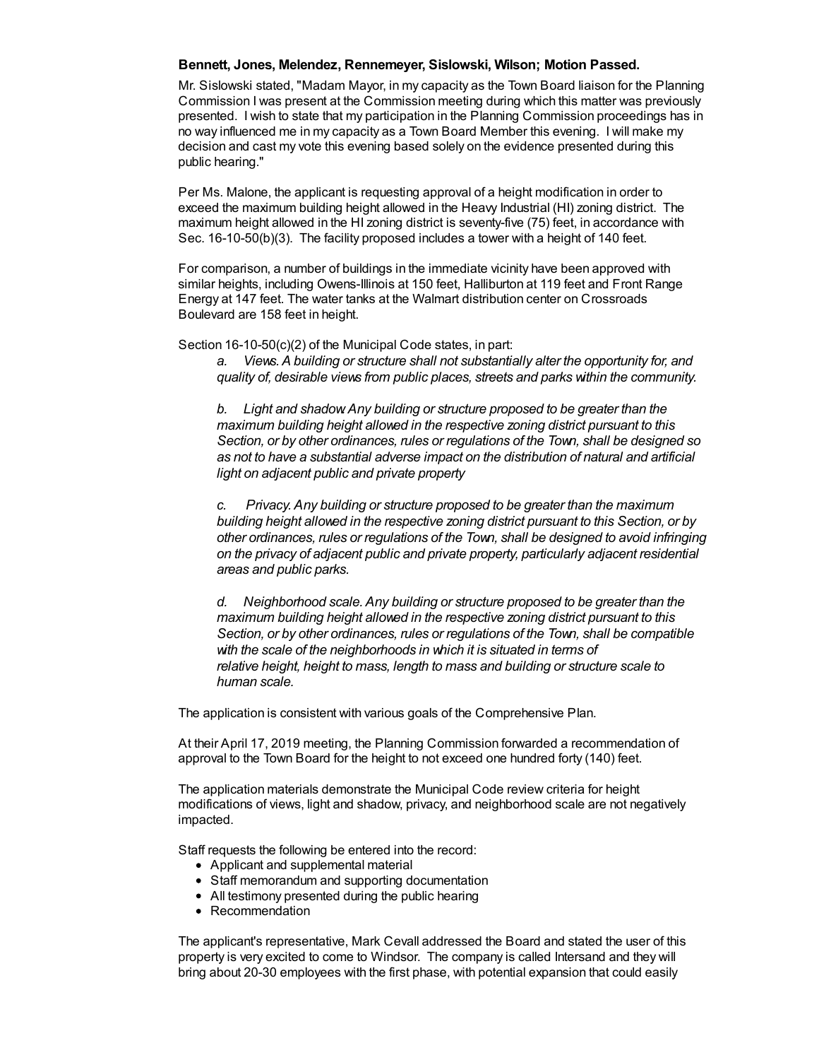**Bennett, Jones, Melendez, Rennemeyer, Sislowski, Wilson; Motion Passed.**

Mr. Sislowski stated, "Madam Mayor, in my capacity as the Town Board liaison for the Planning Commission I was present at the Commission meeting during which this matter was previously presented. I wish to state that my participation in the Planning Commission proceedings has in no way influenced me in my capacity as a Town Board Member this evening. I will make my decision and cast my vote this evening based solely on the evidence presented during this public hearing."

Per Ms. Malone, the applicant is requesting approval of a height modification in order to exceed the maximum building height allowed in the Heavy Industrial (HI) zoning district. The maximum height allowed in the HI zoning district is seventy-five (75) feet, in accordance with Sec. 16-10-50(b)(3). The facility proposed includes a tower with a height of 140 feet.

For comparison, a number of buildings in the immediate vicinity have been approved with similar heights, including Owens-Illinois at 150 feet, Halliburton at 119 feet and Front Range Energy at 147 feet. The water tanks at the Walmart distribution center on Crossroads Boulevard are 158 feet in height.

Section 16-10-50(c)(2) of the Municipal Code states, in part:

> *a. Views. A building or structure shall not substantially alter the opportunity for, and quality of, desirable views from public places, streets and parks within the community.*
>
> *b. Light and shadow Any building or structure proposed to be greater than the maximum building height allowed in the respective zoning district pursuant to this Section, or by other ordinances, rules or regulations of the Town, shall be designed so as not to have a substantial adverse impact on the distribution of natural and artificial light on adjacent public and private property*
>
> *c. Privacy. Any building or structure proposed to be greater than the maximum building height allowed in the respective zoning district pursuant to this Section, or by other ordinances, rules or regulations of the Town, shall be designed to avoid infringing on the privacy of adjacent public and private property, particularly adjacent residential areas and public parks.*
>
> *d. Neighborhood scale. Any building or structure proposed to be greater than the maximum building height allowed in the respective zoning district pursuant to this Section, or by other ordinances, rules or regulations of the Town, shall be compatible with the scale of the neighborhoods in which it is situated in terms of relative height, height to mass, length to mass and building or structure scale to human scale.*

The application is consistent with various goals of the Comprehensive Plan.

At their April 17, 2019 meeting, the Planning Commission forwarded a recommendation of approval to the Town Board for the height to not exceed one hundred forty (140) feet.

The application materials demonstrate the Municipal Code review criteria for height modifications of views, light and shadow, privacy, and neighborhood scale are not negatively impacted.

Staff requests the following be entered into the record:

- Applicant and supplemental material
- Staff memorandum and supporting documentation
- All testimony presented during the public hearing
- Recommendation

The applicant's representative, Mark Cevall addressed the Board and stated the user of this property is very excited to come to Windsor. The company is called Intersand and they will bring about 20-30 employees with the first phase, with potential expansion that could easily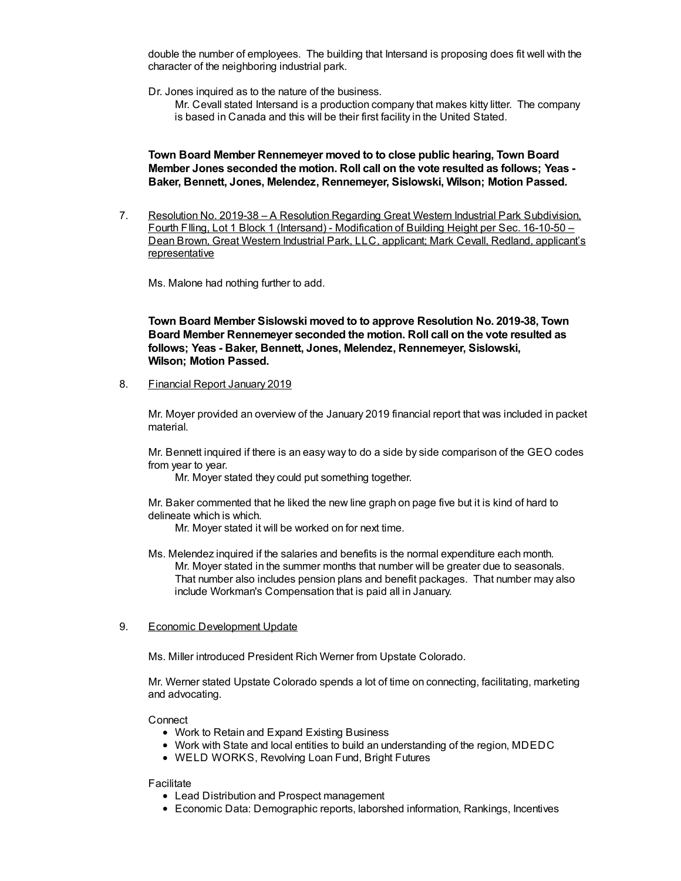double the number of employees. The building that Intersand is proposing does fit well with the character of the neighboring industrial park.

Dr. Jones inquired as to the nature of the business.

Mr. Cevall stated Intersand is a production company that makes kitty litter. The company is based in Canada and this will be their first facility in the United Stated.

**Town Board Member Rennemeyer moved to to close public hearing, Town Board Member Jones seconded the motion. Roll call on the vote resulted as follows; Yeas - Baker, Bennett, Jones, Melendez, Rennemeyer, Sislowski, Wilson; Motion Passed.**

7. Resolution No. 2019-38 – A Resolution Regarding Great Western Industrial Park Subdivision, Fourth FIling, Lot 1 Block 1 (Intersand) - Modification of Building Height per Sec. 16-10-50 – Dean Brown, Great Western Industrial Park, LLC, applicant; Mark Cevall, Redland, applicant's representative

Ms. Malone had nothing further to add.

**Town Board Member Sislowski moved to to approve Resolution No. 2019-38, Town Board Member Rennemeyer seconded the motion. Roll call on the vote resulted as follows; Yeas - Baker, Bennett, Jones, Melendez, Rennemeyer, Sislowski, Wilson; Motion Passed.**

8. Financial Report January 2019

Mr. Moyer provided an overview of the January 2019 financial report that was included in packet material.

Mr. Bennett inquired if there is an easy way to do a side by side comparison of the GEO codes from year to year.

Mr. Moyer stated they could put something together.

Mr. Baker commented that he liked the new line graph on page five but it is kind of hard to delineate which is which.

Mr. Moyer stated it will be worked on for next time.

Ms. Melendez inquired if the salaries and benefits is the normal expenditure each month.

Mr. Moyer stated in the summer months that number will be greater due to seasonals. That number also includes pension plans and benefit packages. That number may also include Workman's Compensation that is paid all in January.

9. Economic Development Update

Ms. Miller introduced President Rich Werner from Upstate Colorado.

Mr. Werner stated Upstate Colorado spends a lot of time on connecting, facilitating, marketing and advocating.

Connect

- Work to Retain and Expand Existing Business
- Work with State and local entities to build an understanding of the region, MDEDC
- WELD WORKS, Revolving Loan Fund, Bright Futures

Facilitate

- Lead Distribution and Prospect management
- Economic Data: Demographic reports, laborshed information, Rankings, Incentives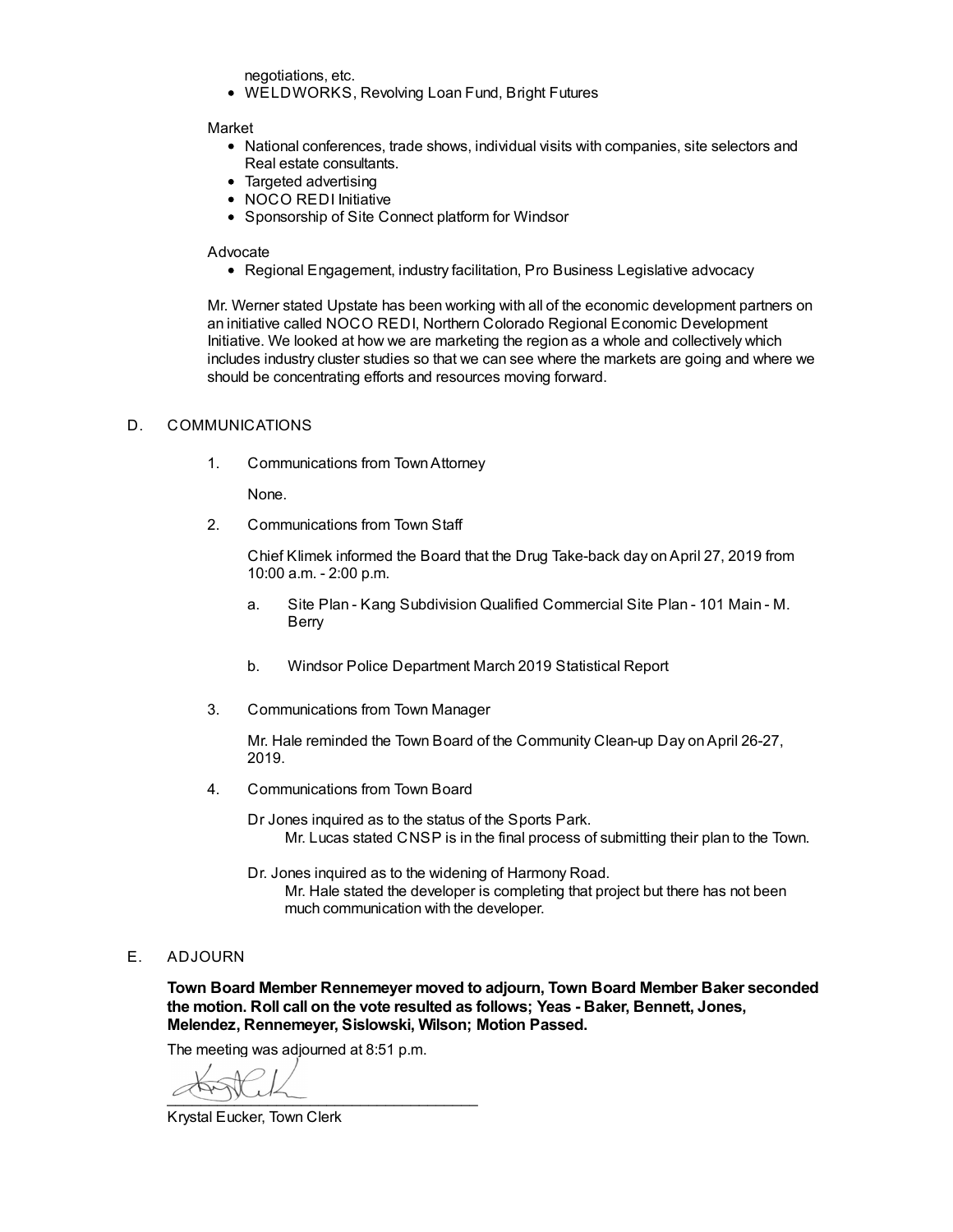negotiations, etc.

- WELDWORKS, Revolving Loan Fund, Bright Futures

Market

- National conferences, trade shows, individual visits with companies, site selectors and Real estate consultants.
- Targeted advertising
- NOCO REDI Initiative
- Sponsorship of Site Connect platform for Windsor

Advocate

- Regional Engagement, industry facilitation, Pro Business Legislative advocacy

Mr. Werner stated Upstate has been working with all of the economic development partners on an initiative called NOCO REDI, Northern Colorado Regional Economic Development Initiative. We looked at how we are marketing the region as a whole and collectively which includes industry cluster studies so that we can see where the markets are going and where we should be concentrating efforts and resources moving forward.

## D. COMMUNICATIONS

1. Communications from Town Attorney

   None.

2. Communications from Town Staff

   Chief Klimek informed the Board that the Drug Take-back day on April 27, 2019 from 10:00 a.m. - 2:00 p.m.

   a. Site Plan - Kang Subdivision Qualified Commercial Site Plan - 101 Main - M. Berry

   b. Windsor Police Department March 2019 Statistical Report

3. Communications from Town Manager

   Mr. Hale reminded the Town Board of the Community Clean-up Day on April 26-27, 2019.

4. Communications from Town Board

   Dr Jones inquired as to the status of the Sports Park.
   Mr. Lucas stated CNSP is in the final process of submitting their plan to the Town.

   Dr. Jones inquired as to the widening of Harmony Road.
   Mr. Hale stated the developer is completing that project but there has not been much communication with the developer.

## E. ADJOURN

**Town Board Member Rennemeyer moved to adjourn, Town Board Member Baker seconded the motion. Roll call on the vote resulted as follows; Yeas - Baker, Bennett, Jones, Melendez, Rennemeyer, Sislowski, Wilson; Motion Passed.**

The meeting was adjourned at 8:51 p.m.

\_\_\_\_\_\_\_\_\_\_\_\_\_\_\_\_\_\_\_\_\_\_\_\_\_\_\_\_\_\_\_\_\_\_\_\_

Krystal Eucker, Town Clerk